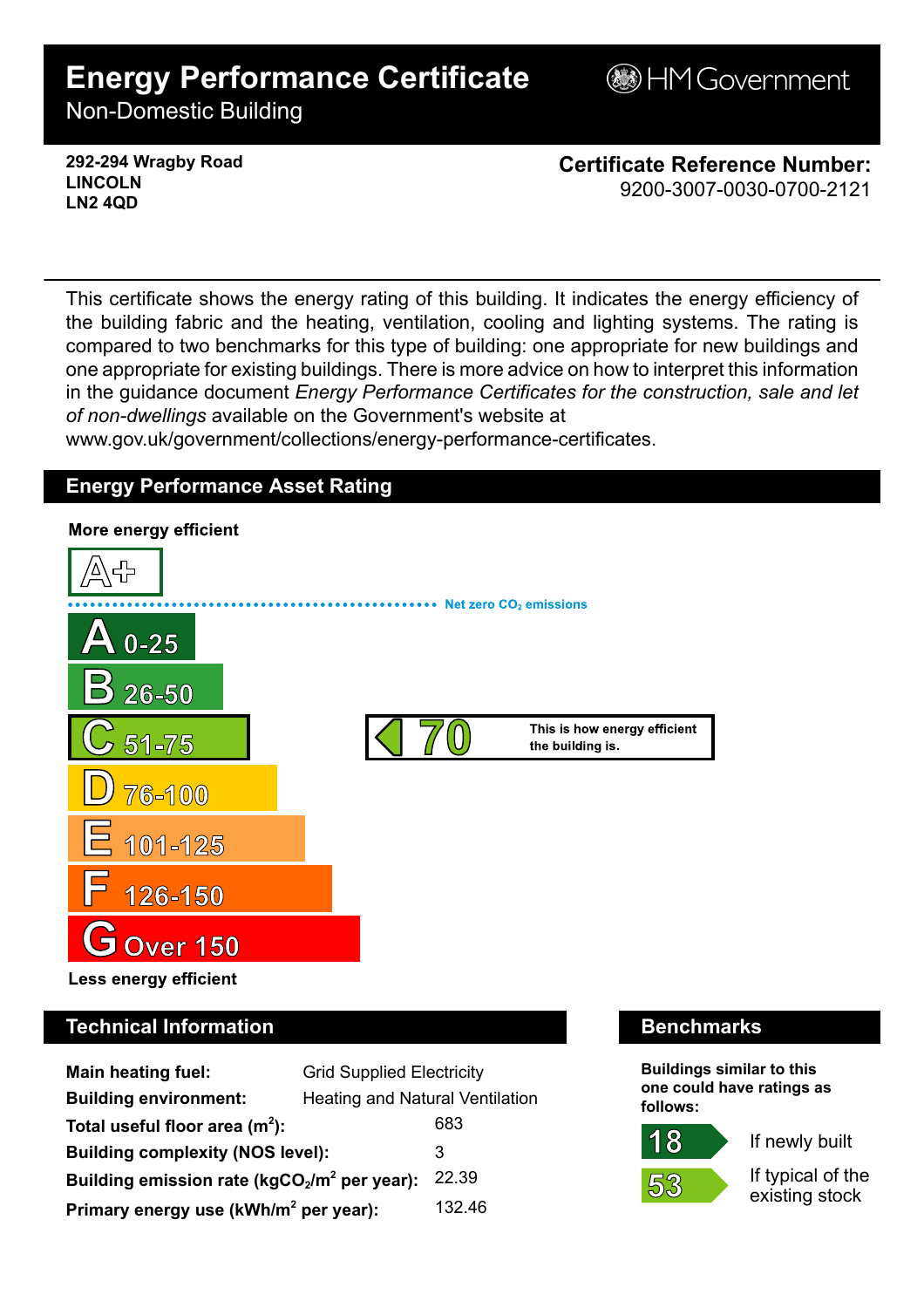# Energy Performance Certificate
Non-Domestic Building

HM Government

**292-294 Wragby Road**
**LINCOLN**
**LN2 4QD**

**Certificate Reference Number:**
9200-3007-0030-0700-2121

This certificate shows the energy rating of this building. It indicates the energy efficiency of the building fabric and the heating, ventilation, cooling and lighting systems. The rating is compared to two benchmarks for this type of building: one appropriate for new buildings and one appropriate for existing buildings. There is more advice on how to interpret this information in the guidance document *Energy Performance Certificates for the construction, sale and let of non-dwellings* available on the Government's website at www.gov.uk/government/collections/energy-performance-certificates.

## Energy Performance Asset Rating

**More energy efficient**

- A+
- Net zero $CO_2$ emissions
- A 0-25
- B 26-50
- C 51-75
- D 76-100
- E 101-125
- F 126-150
- G Over 150

**70** — This is how energy efficient the building is.

**Less energy efficient**

## Technical Information

| | |
|---|---|
| **Main heating fuel:** | Grid Supplied Electricity |
| **Building environment:** | Heating and Natural Ventilation |
| **Total useful floor area ($m^2$):** | 683 |
| **Building complexity (NOS level):** | 3 |
| **Building emission rate ($kgCO_2/m^2$ per year):** | 22.39 |
| **Primary energy use ($kWh/m^2$ per year):** | 132.46 |

## Benchmarks

**Buildings similar to this one could have ratings as follows:**

| | |
|---|---|
| 18 | If newly built |
| 53 | If typical of the existing stock |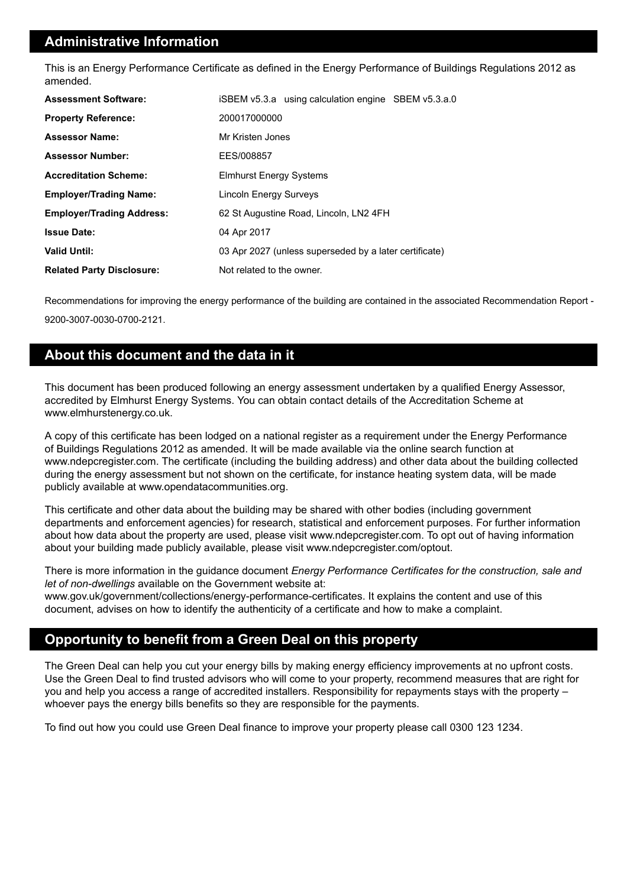## Administrative Information

This is an Energy Performance Certificate as defined in the Energy Performance of Buildings Regulations 2012 as amended.

| | |
|---|---|
| **Assessment Software:** | iSBEM v5.3.a using calculation engine SBEM v5.3.a.0 |
| **Property Reference:** | 200017000000 |
| **Assessor Name:** | Mr Kristen Jones |
| **Assessor Number:** | EES/008857 |
| **Accreditation Scheme:** | Elmhurst Energy Systems |
| **Employer/Trading Name:** | Lincoln Energy Surveys |
| **Employer/Trading Address:** | 62 St Augustine Road, Lincoln, LN2 4FH |
| **Issue Date:** | 04 Apr 2017 |
| **Valid Until:** | 03 Apr 2027 (unless superseded by a later certificate) |
| **Related Party Disclosure:** | Not related to the owner. |

Recommendations for improving the energy performance of the building are contained in the associated Recommendation Report - 9200-3007-0030-0700-2121.

## About this document and the data in it

This document has been produced following an energy assessment undertaken by a qualified Energy Assessor, accredited by Elmhurst Energy Systems. You can obtain contact details of the Accreditation Scheme at www.elmhurstenergy.co.uk.

A copy of this certificate has been lodged on a national register as a requirement under the Energy Performance of Buildings Regulations 2012 as amended. It will be made available via the online search function at www.ndepcregister.com. The certificate (including the building address) and other data about the building collected during the energy assessment but not shown on the certificate, for instance heating system data, will be made publicly available at www.opendatacommunities.org.

This certificate and other data about the building may be shared with other bodies (including government departments and enforcement agencies) for research, statistical and enforcement purposes. For further information about how data about the property are used, please visit www.ndepcregister.com. To opt out of having information about your building made publicly available, please visit www.ndepcregister.com/optout.

There is more information in the guidance document *Energy Performance Certificates for the construction, sale and let of non-dwellings* available on the Government website at:
www.gov.uk/government/collections/energy-performance-certificates. It explains the content and use of this document, advises on how to identify the authenticity of a certificate and how to make a complaint.

## Opportunity to benefit from a Green Deal on this property

The Green Deal can help you cut your energy bills by making energy efficiency improvements at no upfront costs. Use the Green Deal to find trusted advisors who will come to your property, recommend measures that are right for you and help you access a range of accredited installers. Responsibility for repayments stays with the property – whoever pays the energy bills benefits so they are responsible for the payments.

To find out how you could use Green Deal finance to improve your property please call 0300 123 1234.